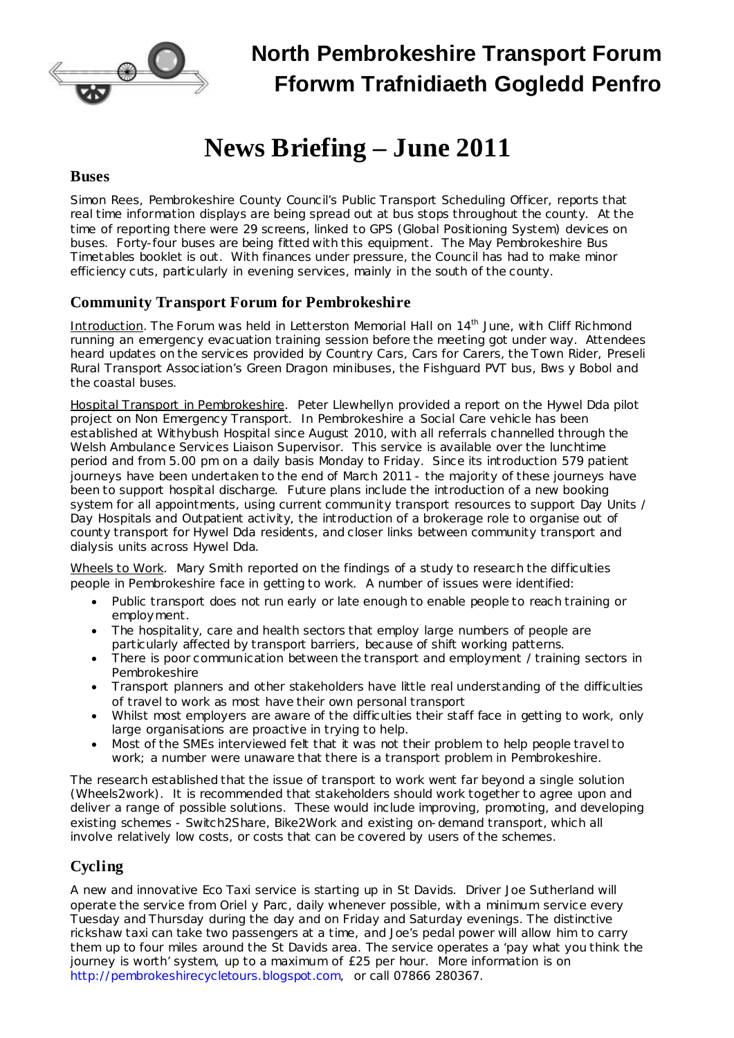# North Pembrokeshire Transport Forum
# Fforwm Trafnidiaeth Gogledd Penfro

# News Briefing – June 2011

## Buses

Simon Rees, Pembrokeshire County Council's Public Transport Scheduling Officer, reports that real time information displays are being spread out at bus stops throughout the county. At the time of reporting there were 29 screens, linked to GPS (Global Positioning System) devices on buses. Forty-four buses are being fitted with this equipment. The May Pembrokeshire Bus Timetables booklet is out. With finances under pressure, the Council has had to make minor efficiency cuts, particularly in evening services, mainly in the south of the county.

## Community Transport Forum for Pembrokeshire

Introduction. The Forum was held in Letterston Memorial Hall on 14th June, with Cliff Richmond running an emergency evacuation training session before the meeting got under way. Attendees heard updates on the services provided by Country Cars, Cars for Carers, the Town Rider, Preseli Rural Transport Association's Green Dragon minibuses, the Fishguard PVT bus, Bws y Bobol and the coastal buses.

Hospital Transport in Pembrokeshire. Peter Llewhellyn provided a report on the Hywel Dda pilot project on Non Emergency Transport. In Pembrokeshire a Social Care vehicle has been established at Withybush Hospital since August 2010, with all referrals channelled through the Welsh Ambulance Services Liaison Supervisor. This service is available over the lunchtime period and from 5.00 pm on a daily basis Monday to Friday. Since its introduction 579 patient journeys have been undertaken to the end of March 2011 - the majority of these journeys have been to support hospital discharge. Future plans include the introduction of a new booking system for all appointments, using current community transport resources to support Day Units / Day Hospitals and Outpatient activity, the introduction of a brokerage role to organise out of county transport for Hywel Dda residents, and closer links between community transport and dialysis units across Hywel Dda.

Wheels to Work. Mary Smith reported on the findings of a study to research the difficulties people in Pembrokeshire face in getting to work. A number of issues were identified:

- Public transport does not run early or late enough to enable people to reach training or employment.
- The hospitality, care and health sectors that employ large numbers of people are particularly affected by transport barriers, because of shift working patterns.
- There is poor communication between the transport and employment / training sectors in Pembrokeshire
- Transport planners and other stakeholders have little real understanding of the difficulties of travel to work as most have their own personal transport
- Whilst most employers are aware of the difficulties their staff face in getting to work, only large organisations are proactive in trying to help.
- Most of the SMEs interviewed felt that it was not their problem to help people travel to work; a number were unaware that there is a transport problem in Pembrokeshire.

The research established that the issue of transport to work went far beyond a single solution (Wheels2work). It is recommended that stakeholders should work together to agree upon and deliver a range of possible solutions. These would include improving, promoting, and developing existing schemes - Switch2Share, Bike2Work and existing on-demand transport, which all involve relatively low costs, or costs that can be covered by users of the schemes.

## Cycling

A new and innovative Eco Taxi service is starting up in St Davids. Driver Joe Sutherland will operate the service from Oriel y Parc, daily whenever possible, with a minimum service every Tuesday and Thursday during the day and on Friday and Saturday evenings. The distinctive rickshaw taxi can take two passengers at a time, and Joe's pedal power will allow him to carry them up to four miles around the St Davids area. The service operates a 'pay what you think the journey is worth' system, up to a maximum of £25 per hour. More information is on http://pembrokeshirecycletours.blogspot.com, or call 07866 280367.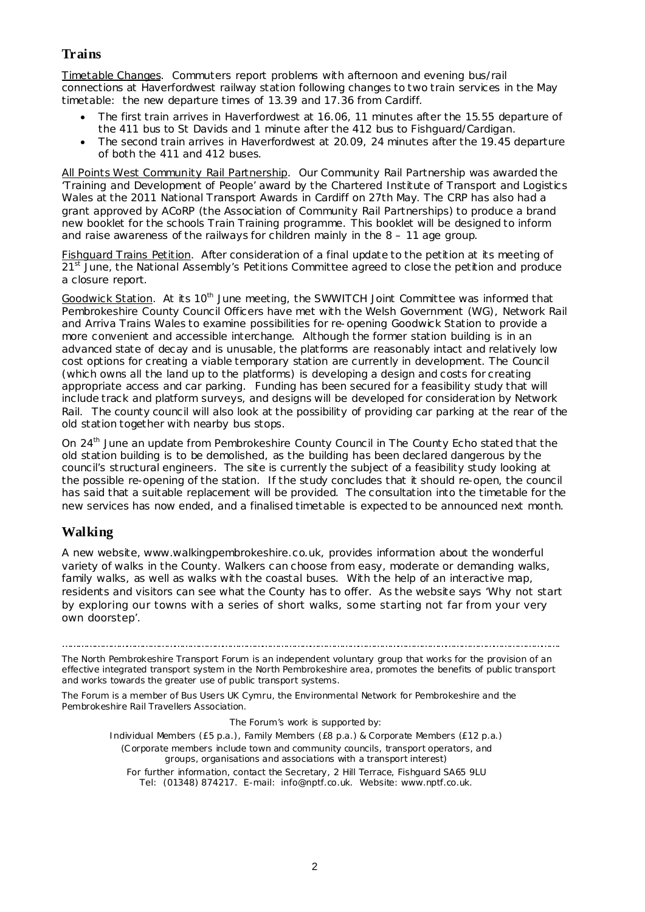## Trains

Timetable Changes. Commuters report problems with afternoon and evening bus/rail connections at Haverfordwest railway station following changes to two train services in the May timetable: the new departure times of 13.39 and 17.36 from Cardiff.

- The first train arrives in Haverfordwest at 16.06, 11 minutes after the 15.55 departure of the 411 bus to St Davids and 1 minute after the 412 bus to Fishguard/Cardigan.
- The second train arrives in Haverfordwest at 20.09, 24 minutes after the 19.45 departure of both the 411 and 412 buses.

All Points West Community Rail Partnership. Our Community Rail Partnership was awarded the 'Training and Development of People' award by the Chartered Institute of Transport and Logistics Wales at the 2011 National Transport Awards in Cardiff on 27th May. The CRP has also had a grant approved by ACoRP (the Association of Community Rail Partnerships) to produce a brand new booklet for the schools Train Training programme. This booklet will be designed to inform and raise awareness of the railways for children mainly in the 8 – 11 age group.

Fishguard Trains Petition. After consideration of a final update to the petition at its meeting of 21st June, the National Assembly's Petitions Committee agreed to close the petition and produce a closure report.

Goodwick Station. At its 10th June meeting, the SWWITCH Joint Committee was informed that Pembrokeshire County Council Officers have met with the Welsh Government (WG), Network Rail and Arriva Trains Wales to examine possibilities for re-opening Goodwick Station to provide a more convenient and accessible interchange. Although the former station building is in an advanced state of decay and is unusable, the platforms are reasonably intact and relatively low cost options for creating a viable temporary station are currently in development. The Council (which owns all the land up to the platforms) is developing a design and costs for creating appropriate access and car parking. Funding has been secured for a feasibility study that will include track and platform surveys, and designs will be developed for consideration by Network Rail. The county council will also look at the possibility of providing car parking at the rear of the old station together with nearby bus stops.

On 24th June an update from Pembrokeshire County Council in The County Echo stated that the old station building is to be demolished, as the building has been declared dangerous by the council's structural engineers. The site is currently the subject of a feasibility study looking at the possible re-opening of the station. If the study concludes that it should re-open, the council has said that a suitable replacement will be provided. The consultation into the timetable for the new services has now ended, and a finalised timetable is expected to be announced next month.

## Walking

A new website, www.walkingpembrokeshire.co.uk, provides information about the wonderful variety of walks in the County. Walkers can choose from easy, moderate or demanding walks, family walks, as well as walks with the coastal buses. With the help of an interactive map, residents and visitors can see what the County has to offer. As the website says 'Why not start by exploring our towns with a series of short walks, some starting not far from your very own doorstep'.

---

*The North Pembrokeshire Transport Forum is an independent voluntary group that works for the provision of an effective integrated transport system in the North Pembrokeshire area, promotes the benefits of public transport and works towards the greater use of public transport systems.*

*The Forum is a member of Bus Users UK Cymru, the Environmental Network for Pembrokeshire and the Pembrokeshire Rail Travellers Association.*

*The Forum's work is supported by:*

*Individual Members (£5 p.a.), Family Members (£8 p.a.) & Corporate Members (£12 p.a.)*

*(Corporate members include town and community councils, transport operators, and groups, organisations and associations with a transport interest)*

*For further information, contact the Secretary, 2 Hill Terrace, Fishguard SA65 9LU*
*Tel: (01348) 874217. E-mail: info@nptf.co.uk. Website: www.nptf.co.uk.*